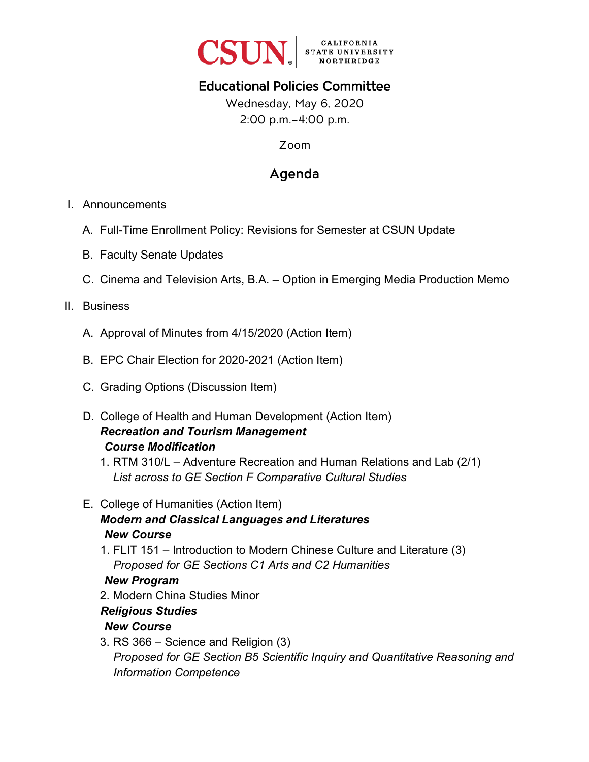CSUN | CALIFORNIA STATE UNIVERSITY NORTHRIDGE

# Educational Policies Committee

Wednesday, May 6, 2020
2:00 p.m.–4:00 p.m.

Zoom

## Agenda

I. Announcements

   A. Full-Time Enrollment Policy: Revisions for Semester at CSUN Update

   B. Faculty Senate Updates

   C. Cinema and Television Arts, B.A. – Option in Emerging Media Production Memo

II. Business

   A. Approval of Minutes from 4/15/2020 (Action Item)

   B. EPC Chair Election for 2020-2021 (Action Item)

   C. Grading Options (Discussion Item)

   D. College of Health and Human Development (Action Item)
   ***Recreation and Tourism Management***
   ***Course Modification***
   1. RTM 310/L – Adventure Recreation and Human Relations and Lab (2/1)
      *List across to GE Section F Comparative Cultural Studies*

   E. College of Humanities (Action Item)
   ***Modern and Classical Languages and Literatures***
   ***New Course***
   1. FLIT 151 – Introduction to Modern Chinese Culture and Literature (3)
      *Proposed for GE Sections C1 Arts and C2 Humanities*

   ***New Program***

   2. Modern China Studies Minor

   ***Religious Studies***
   ***New Course***

   3. RS 366 – Science and Religion (3)
      *Proposed for GE Section B5 Scientific Inquiry and Quantitative Reasoning and Information Competence*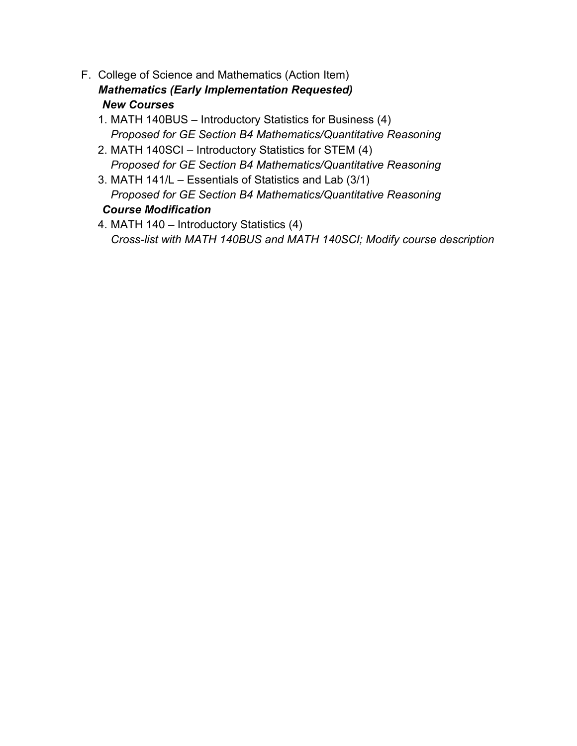F. College of Science and Mathematics (Action Item)

***Mathematics (Early Implementation Requested)***

***New Courses***

1. MATH 140BUS – Introductory Statistics for Business (4)
   *Proposed for GE Section B4 Mathematics/Quantitative Reasoning*
2. MATH 140SCI – Introductory Statistics for STEM (4)
   *Proposed for GE Section B4 Mathematics/Quantitative Reasoning*
3. MATH 141/L – Essentials of Statistics and Lab (3/1)
   *Proposed for GE Section B4 Mathematics/Quantitative Reasoning*

***Course Modification***

4. MATH 140 – Introductory Statistics (4)
   *Cross-list with MATH 140BUS and MATH 140SCI; Modify course description*